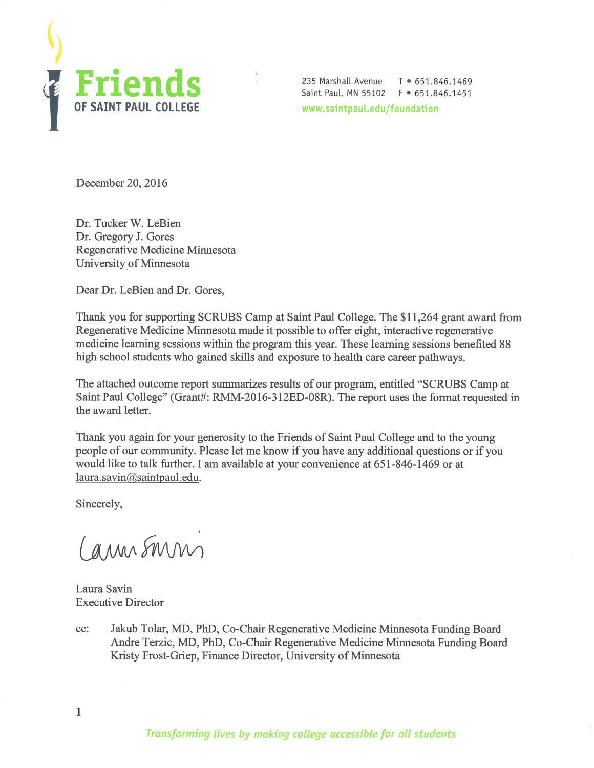**Friends**
**OF SAINT PAUL COLLEGE**

235 Marshall Avenue
Saint Paul, MN 55102
T • 651.846.1469
F • 651.846.1451
www.saintpaul.edu/foundation

December 20, 2016

Dr. Tucker W. LeBien
Dr. Gregory J. Gores
Regenerative Medicine Minnesota
University of Minnesota

Dear Dr. LeBien and Dr. Gores,

Thank you for supporting SCRUBS Camp at Saint Paul College. The $11,264 grant award from Regenerative Medicine Minnesota made it possible to offer eight, interactive regenerative medicine learning sessions within the program this year. These learning sessions benefited 88 high school students who gained skills and exposure to health care career pathways.

The attached outcome report summarizes results of our program, entitled "SCRUBS Camp at Saint Paul College" (Grant#: RMM-2016-312ED-08R). The report uses the format requested in the award letter.

Thank you again for your generosity to the Friends of Saint Paul College and to the young people of our community. Please let me know if you have any additional questions or if you would like to talk further. I am available at your convenience at 651-846-1469 or at laura.savin@saintpaul.edu.

Sincerely,

Laura Savin
Executive Director

cc: Jakub Tolar, MD, PhD, Co-Chair Regenerative Medicine Minnesota Funding Board
Andre Terzic, MD, PhD, Co-Chair Regenerative Medicine Minnesota Funding Board
Kristy Frost-Griep, Finance Director, University of Minnesota

*Transforming lives by making college accessible for all students*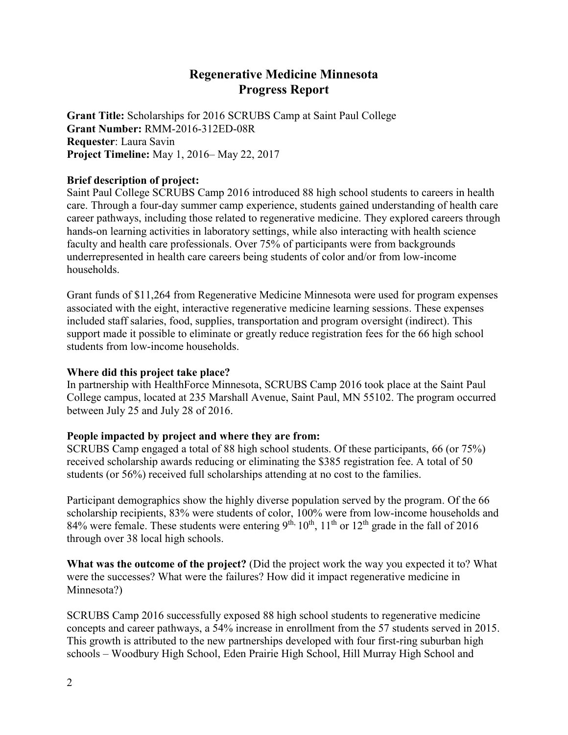# Regenerative Medicine Minnesota
# Progress Report

**Grant Title:** Scholarships for 2016 SCRUBS Camp at Saint Paul College
**Grant Number:** RMM-2016-312ED-08R
**Requester**: Laura Savin
**Project Timeline:** May 1, 2016– May 22, 2017

**Brief description of project:**
Saint Paul College SCRUBS Camp 2016 introduced 88 high school students to careers in health care. Through a four-day summer camp experience, students gained understanding of health care career pathways, including those related to regenerative medicine. They explored careers through hands-on learning activities in laboratory settings, while also interacting with health science faculty and health care professionals. Over 75% of participants were from backgrounds underrepresented in health care careers being students of color and/or from low-income households.

Grant funds of $11,264 from Regenerative Medicine Minnesota were used for program expenses associated with the eight, interactive regenerative medicine learning sessions. These expenses included staff salaries, food, supplies, transportation and program oversight (indirect). This support made it possible to eliminate or greatly reduce registration fees for the 66 high school students from low-income households.

**Where did this project take place?**
In partnership with HealthForce Minnesota, SCRUBS Camp 2016 took place at the Saint Paul College campus, located at 235 Marshall Avenue, Saint Paul, MN 55102. The program occurred between July 25 and July 28 of 2016.

**People impacted by project and where they are from:**
SCRUBS Camp engaged a total of 88 high school students. Of these participants, 66 (or 75%) received scholarship awards reducing or eliminating the $385 registration fee. A total of 50 students (or 56%) received full scholarships attending at no cost to the families.

Participant demographics show the highly diverse population served by the program. Of the 66 scholarship recipients, 83% were students of color, 100% were from low-income households and 84% were female. These students were entering 9th, 10th, 11th or 12th grade in the fall of 2016 through over 38 local high schools.

**What was the outcome of the project?** (Did the project work the way you expected it to? What were the successes? What were the failures? How did it impact regenerative medicine in Minnesota?)

SCRUBS Camp 2016 successfully exposed 88 high school students to regenerative medicine concepts and career pathways, a 54% increase in enrollment from the 57 students served in 2015. This growth is attributed to the new partnerships developed with four first-ring suburban high schools – Woodbury High School, Eden Prairie High School, Hill Murray High School and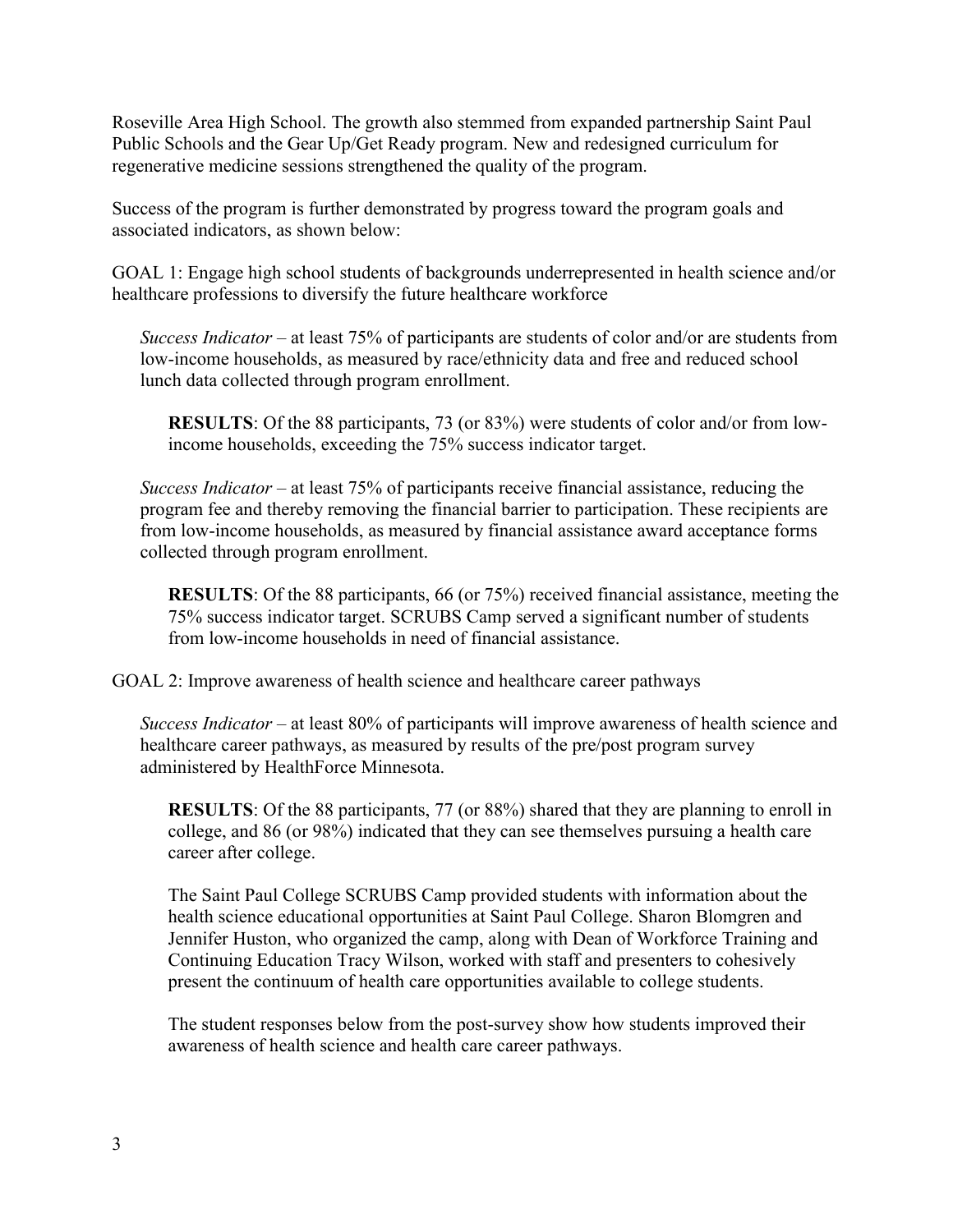Roseville Area High School. The growth also stemmed from expanded partnership Saint Paul Public Schools and the Gear Up/Get Ready program. New and redesigned curriculum for regenerative medicine sessions strengthened the quality of the program.

Success of the program is further demonstrated by progress toward the program goals and associated indicators, as shown below:

GOAL 1: Engage high school students of backgrounds underrepresented in health science and/or healthcare professions to diversify the future healthcare workforce

*Success Indicator* – at least 75% of participants are students of color and/or are students from low-income households, as measured by race/ethnicity data and free and reduced school lunch data collected through program enrollment.

**RESULTS**: Of the 88 participants, 73 (or 83%) were students of color and/or from low-income households, exceeding the 75% success indicator target.

*Success Indicator* – at least 75% of participants receive financial assistance, reducing the program fee and thereby removing the financial barrier to participation. These recipients are from low-income households, as measured by financial assistance award acceptance forms collected through program enrollment.

**RESULTS**: Of the 88 participants, 66 (or 75%) received financial assistance, meeting the 75% success indicator target. SCRUBS Camp served a significant number of students from low-income households in need of financial assistance.

GOAL 2: Improve awareness of health science and healthcare career pathways

*Success Indicator* – at least 80% of participants will improve awareness of health science and healthcare career pathways, as measured by results of the pre/post program survey administered by HealthForce Minnesota.

**RESULTS**: Of the 88 participants, 77 (or 88%) shared that they are planning to enroll in college, and 86 (or 98%) indicated that they can see themselves pursuing a health care career after college.

The Saint Paul College SCRUBS Camp provided students with information about the health science educational opportunities at Saint Paul College. Sharon Blomgren and Jennifer Huston, who organized the camp, along with Dean of Workforce Training and Continuing Education Tracy Wilson, worked with staff and presenters to cohesively present the continuum of health care opportunities available to college students.

The student responses below from the post-survey show how students improved their awareness of health science and health care career pathways.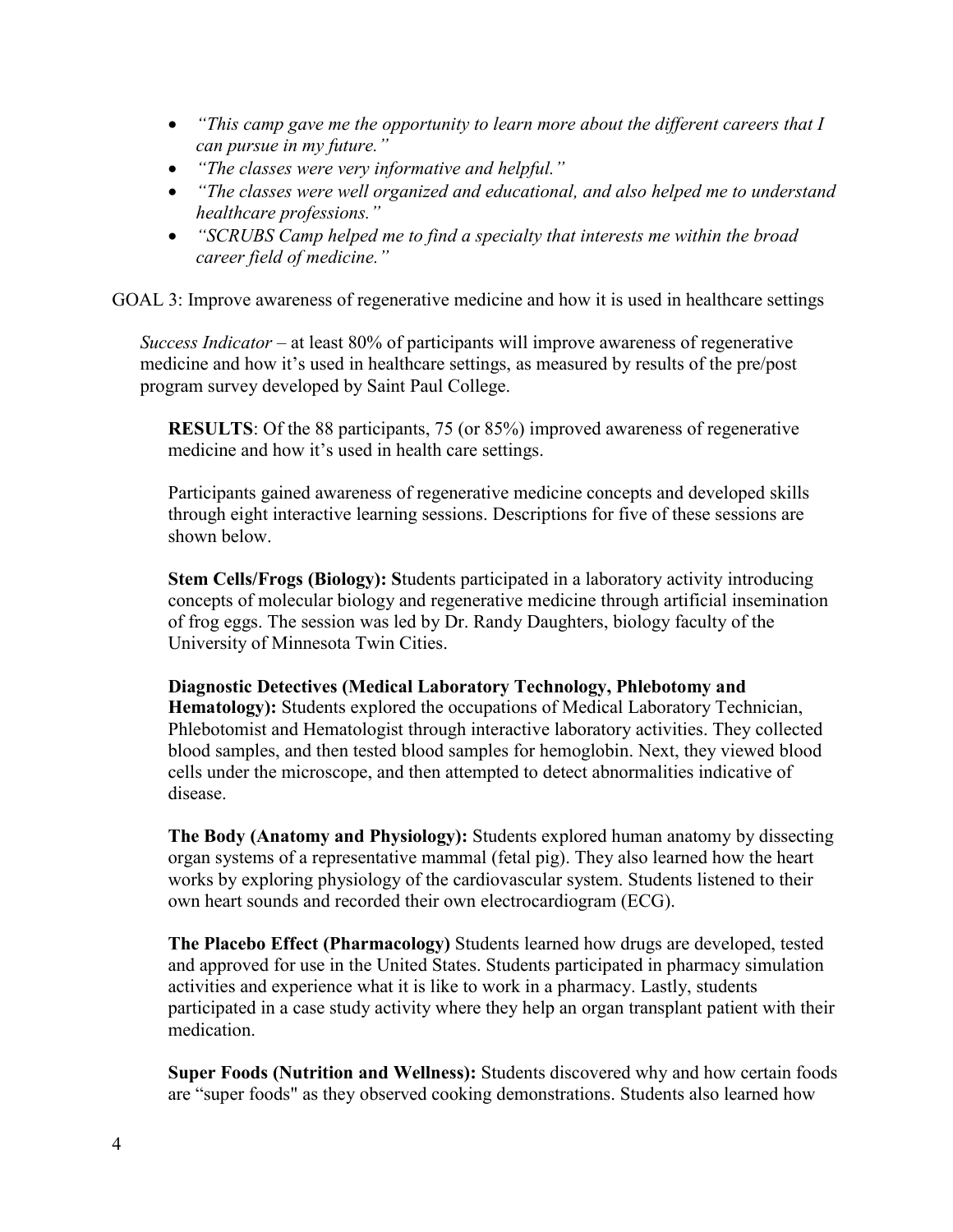- *"This camp gave me the opportunity to learn more about the different careers that I can pursue in my future."*
- *"The classes were very informative and helpful."*
- *"The classes were well organized and educational, and also helped me to understand healthcare professions."*
- *"SCRUBS Camp helped me to find a specialty that interests me within the broad career field of medicine."*

GOAL 3: Improve awareness of regenerative medicine and how it is used in healthcare settings

*Success Indicator* – at least 80% of participants will improve awareness of regenerative medicine and how it's used in healthcare settings, as measured by results of the pre/post program survey developed by Saint Paul College.

**RESULTS**: Of the 88 participants, 75 (or 85%) improved awareness of regenerative medicine and how it's used in health care settings.

Participants gained awareness of regenerative medicine concepts and developed skills through eight interactive learning sessions. Descriptions for five of these sessions are shown below.

**Stem Cells/Frogs (Biology): S**tudents participated in a laboratory activity introducing concepts of molecular biology and regenerative medicine through artificial insemination of frog eggs. The session was led by Dr. Randy Daughters, biology faculty of the University of Minnesota Twin Cities.

**Diagnostic Detectives (Medical Laboratory Technology, Phlebotomy and Hematology):** Students explored the occupations of Medical Laboratory Technician, Phlebotomist and Hematologist through interactive laboratory activities. They collected blood samples, and then tested blood samples for hemoglobin. Next, they viewed blood cells under the microscope, and then attempted to detect abnormalities indicative of disease.

**The Body (Anatomy and Physiology):** Students explored human anatomy by dissecting organ systems of a representative mammal (fetal pig). They also learned how the heart works by exploring physiology of the cardiovascular system. Students listened to their own heart sounds and recorded their own electrocardiogram (ECG).

**The Placebo Effect (Pharmacology)** Students learned how drugs are developed, tested and approved for use in the United States. Students participated in pharmacy simulation activities and experience what it is like to work in a pharmacy. Lastly, students participated in a case study activity where they help an organ transplant patient with their medication.

**Super Foods (Nutrition and Wellness):** Students discovered why and how certain foods are "super foods" as they observed cooking demonstrations. Students also learned how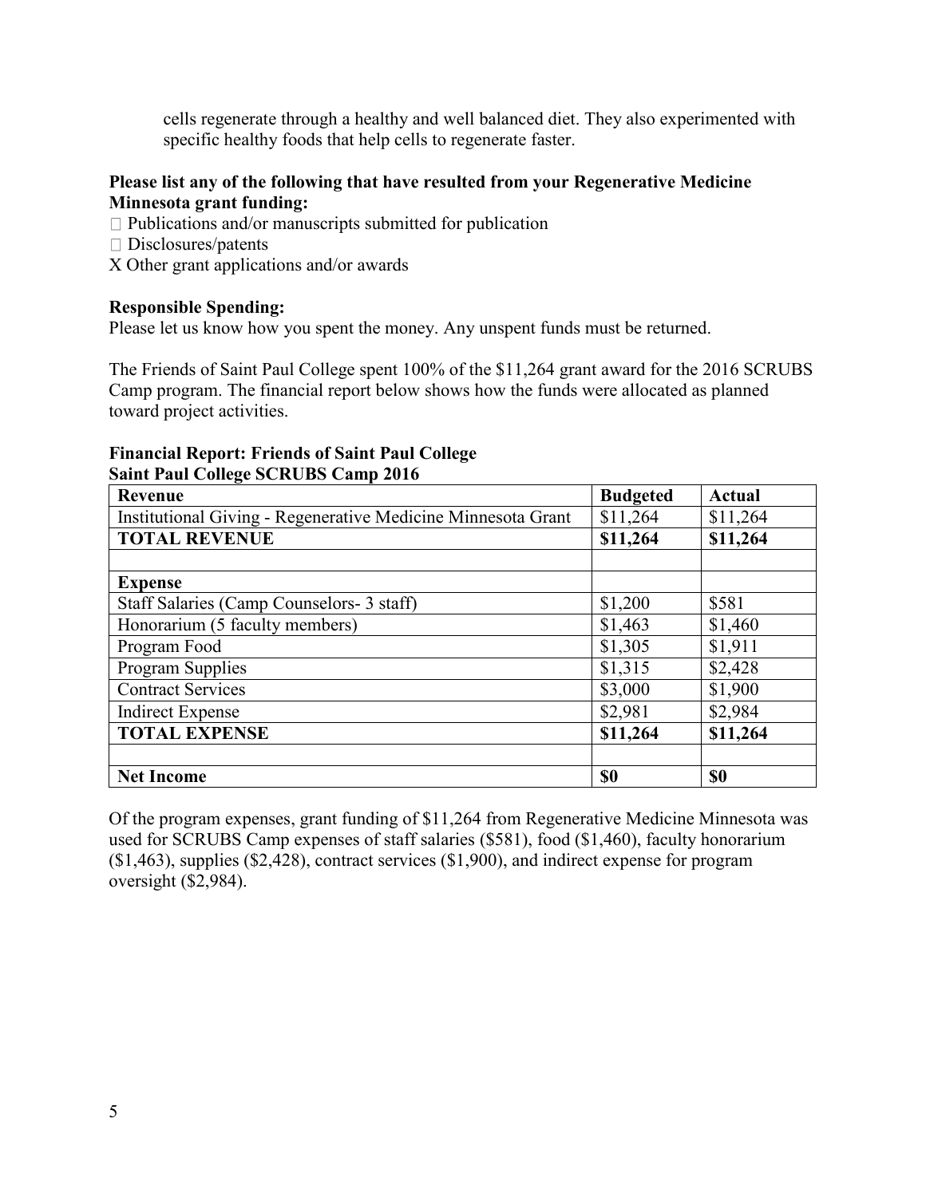cells regenerate through a healthy and well balanced diet. They also experimented with specific healthy foods that help cells to regenerate faster.

**Please list any of the following that have resulted from your Regenerative Medicine Minnesota grant funding:**

☐ Publications and/or manuscripts submitted for publication
☐ Disclosures/patents
X Other grant applications and/or awards

**Responsible Spending:**
Please let us know how you spent the money. Any unspent funds must be returned.

The Friends of Saint Paul College spent 100% of the $11,264 grant award for the 2016 SCRUBS Camp program. The financial report below shows how the funds were allocated as planned toward project activities.

**Financial Report: Friends of Saint Paul College**
**Saint Paul College SCRUBS Camp 2016**

| Revenue | Budgeted | Actual |
|---|---|---|
| Institutional Giving - Regenerative Medicine Minnesota Grant | $11,264 | $11,264 |
| **TOTAL REVENUE** | **$11,264** | **$11,264** |
| | | |
| **Expense** | | |
| Staff Salaries (Camp Counselors- 3 staff) | $1,200 | $581 |
| Honorarium (5 faculty members) | $1,463 | $1,460 |
| Program Food | $1,305 | $1,911 |
| Program Supplies | $1,315 | $2,428 |
| Contract Services | $3,000 | $1,900 |
| Indirect Expense | $2,981 | $2,984 |
| **TOTAL EXPENSE** | **$11,264** | **$11,264** |
| | | |
| **Net Income** | **$0** | **$0** |

Of the program expenses, grant funding of $11,264 from Regenerative Medicine Minnesota was used for SCRUBS Camp expenses of staff salaries ($581), food ($1,460), faculty honorarium ($1,463), supplies ($2,428), contract services ($1,900), and indirect expense for program oversight ($2,984).